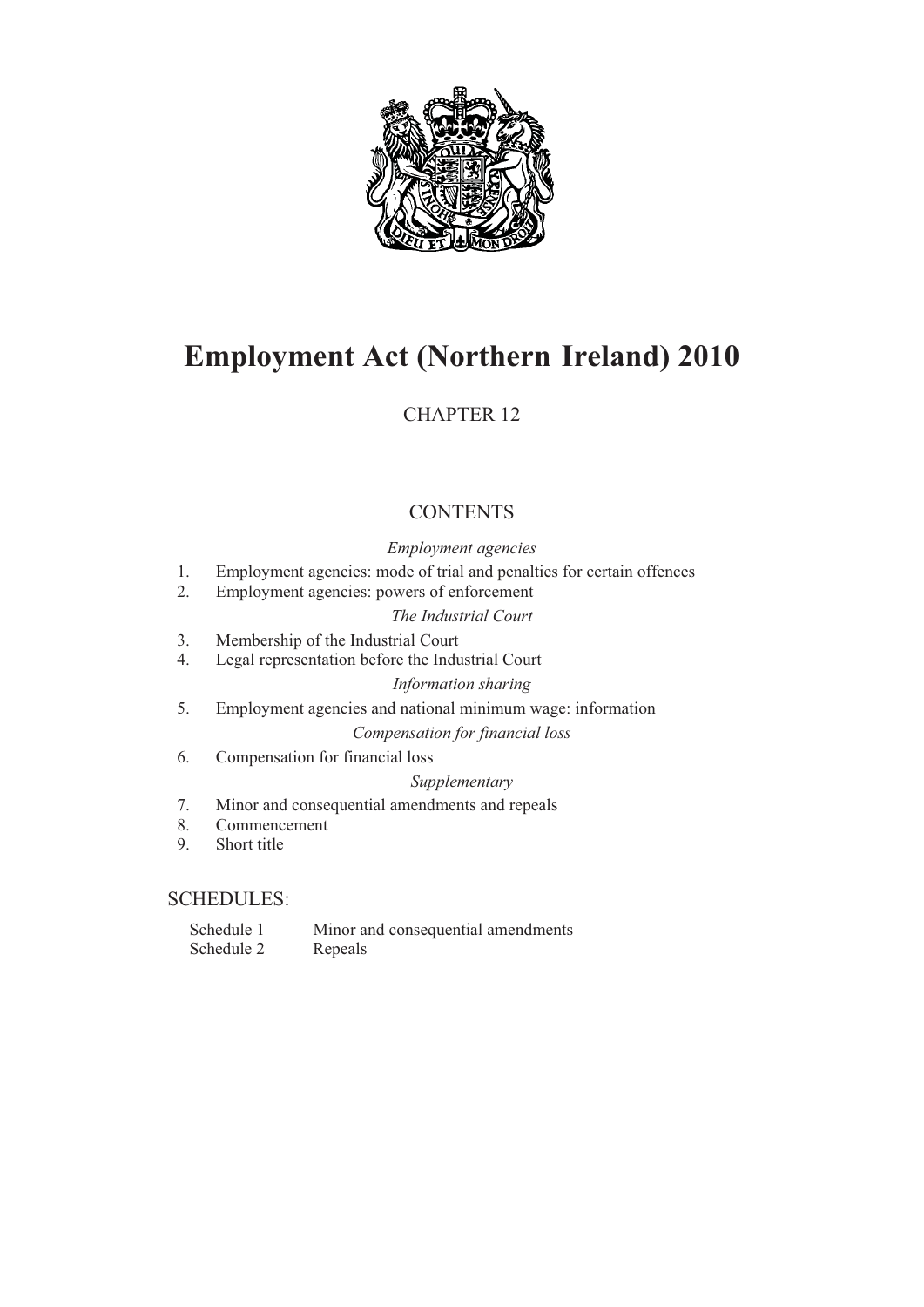# Employment Act (Northern Ireland) 2010

CHAPTER 12

## CONTENTS

*Employment agencies*

1. Employment agencies: mode of trial and penalties for certain offences
2. Employment agencies: powers of enforcement

*The Industrial Court*

3. Membership of the Industrial Court
4. Legal representation before the Industrial Court

*Information sharing*

5. Employment agencies and national minimum wage: information

*Compensation for financial loss*

6. Compensation for financial loss

*Supplementary*

7. Minor and consequential amendments and repeals
8. Commencement
9. Short title

## SCHEDULES:

| | |
|---|---|
| Schedule 1 | Minor and consequential amendments |
| Schedule 2 | Repeals |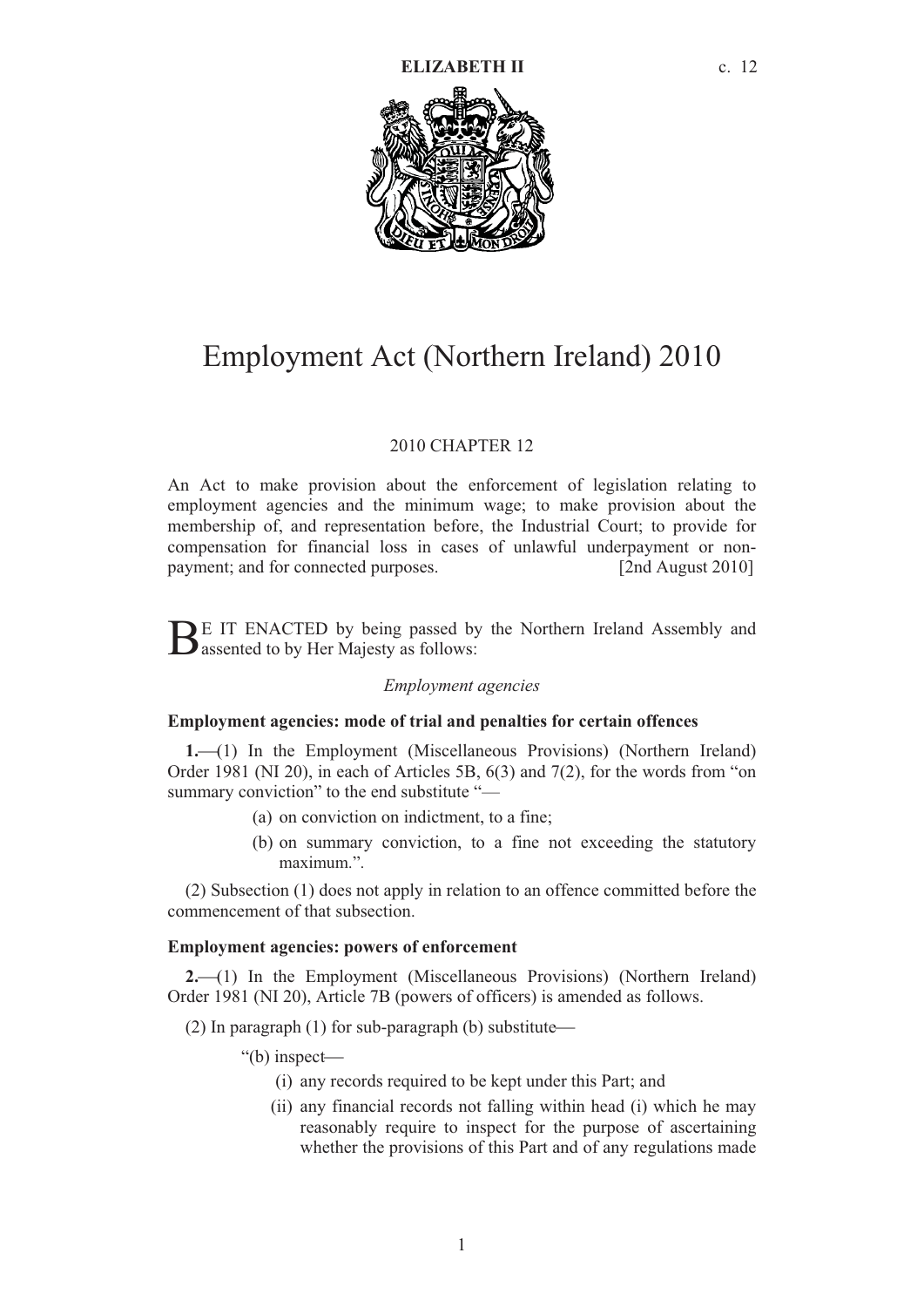# Employment Act (Northern Ireland) 2010

2010 CHAPTER 12

An Act to make provision about the enforcement of legislation relating to employment agencies and the minimum wage; to make provision about the membership of, and representation before, the Industrial Court; to provide for compensation for financial loss in cases of unlawful underpayment or non-payment; and for connected purposes. [2nd August 2010]

BE IT ENACTED by being passed by the Northern Ireland Assembly and assented to by Her Majesty as follows:

*Employment agencies*

**Employment agencies: mode of trial and penalties for certain offences**

**1.**—(1) In the Employment (Miscellaneous Provisions) (Northern Ireland) Order 1981 (NI 20), in each of Articles 5B, 6(3) and 7(2), for the words from "on summary conviction" to the end substitute "—

(a) on conviction on indictment, to a fine;

(b) on summary conviction, to a fine not exceeding the statutory maximum.".

(2) Subsection (1) does not apply in relation to an offence committed before the commencement of that subsection.

**Employment agencies: powers of enforcement**

**2.**—(1) In the Employment (Miscellaneous Provisions) (Northern Ireland) Order 1981 (NI 20), Article 7B (powers of officers) is amended as follows.

(2) In paragraph (1) for sub-paragraph (b) substitute—

"(b) inspect—

(i) any records required to be kept under this Part; and

(ii) any financial records not falling within head (i) which he may reasonably require to inspect for the purpose of ascertaining whether the provisions of this Part and of any regulations made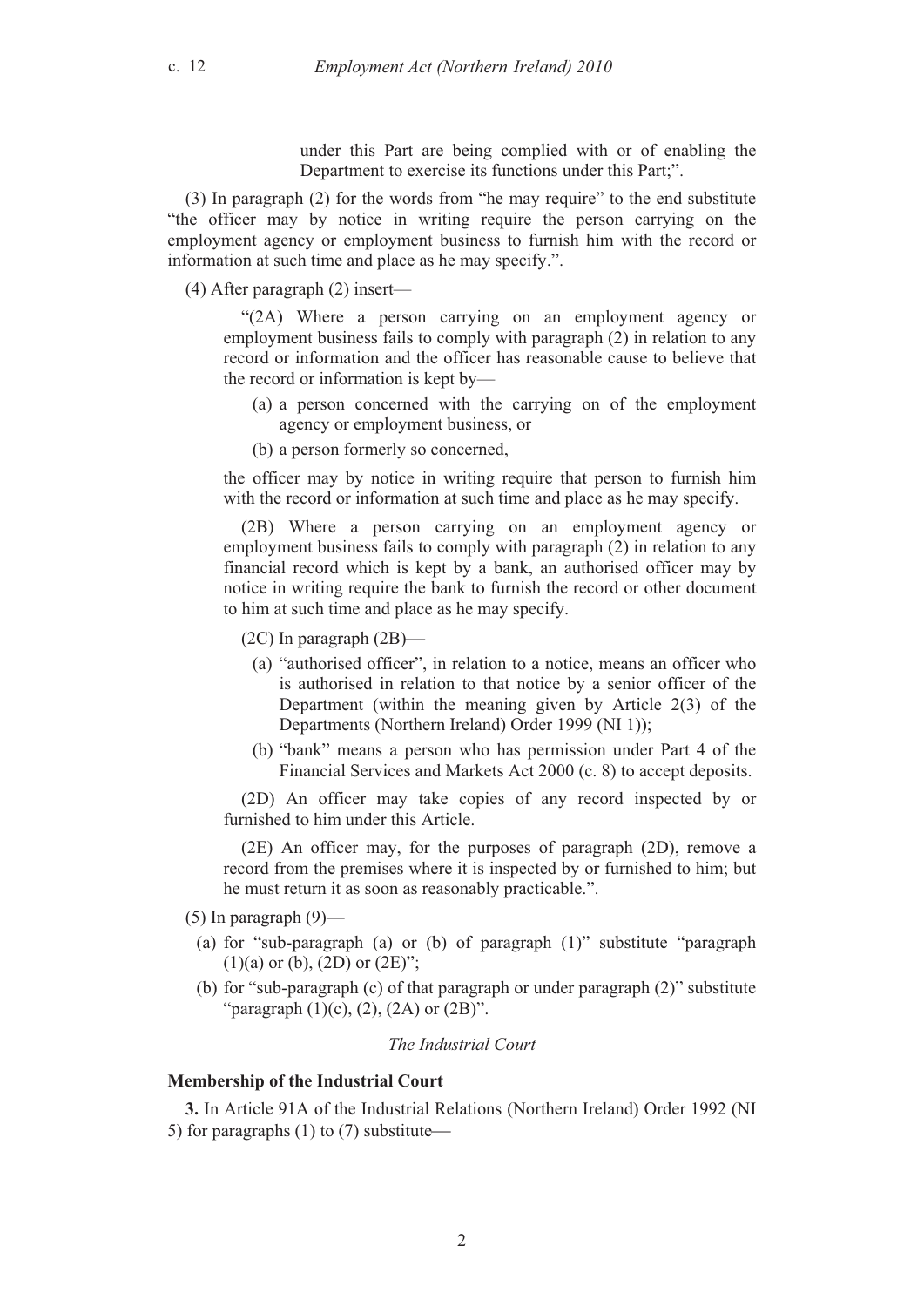under this Part are being complied with or of enabling the Department to exercise its functions under this Part;".

(3) In paragraph (2) for the words from "he may require" to the end substitute "the officer may by notice in writing require the person carrying on the employment agency or employment business to furnish him with the record or information at such time and place as he may specify.".

(4) After paragraph (2) insert—

"(2A) Where a person carrying on an employment agency or employment business fails to comply with paragraph (2) in relation to any record or information and the officer has reasonable cause to believe that the record or information is kept by—

(a) a person concerned with the carrying on of the employment agency or employment business, or

(b) a person formerly so concerned,

the officer may by notice in writing require that person to furnish him with the record or information at such time and place as he may specify.

(2B) Where a person carrying on an employment agency or employment business fails to comply with paragraph (2) in relation to any financial record which is kept by a bank, an authorised officer may by notice in writing require the bank to furnish the record or other document to him at such time and place as he may specify.

(2C) In paragraph (2B)—

(a) "authorised officer", in relation to a notice, means an officer who is authorised in relation to that notice by a senior officer of the Department (within the meaning given by Article 2(3) of the Departments (Northern Ireland) Order 1999 (NI 1));

(b) "bank" means a person who has permission under Part 4 of the Financial Services and Markets Act 2000 (c. 8) to accept deposits.

(2D) An officer may take copies of any record inspected by or furnished to him under this Article.

(2E) An officer may, for the purposes of paragraph (2D), remove a record from the premises where it is inspected by or furnished to him; but he must return it as soon as reasonably practicable.".

(5) In paragraph (9)—

(a) for "sub-paragraph (a) or (b) of paragraph (1)" substitute "paragraph (1)(a) or (b), (2D) or (2E)";

(b) for "sub-paragraph (c) of that paragraph or under paragraph (2)" substitute "paragraph (1)(c), (2), (2A) or (2B)".

*The Industrial Court*

**Membership of the Industrial Court**

**3.** In Article 91A of the Industrial Relations (Northern Ireland) Order 1992 (NI 5) for paragraphs (1) to (7) substitute—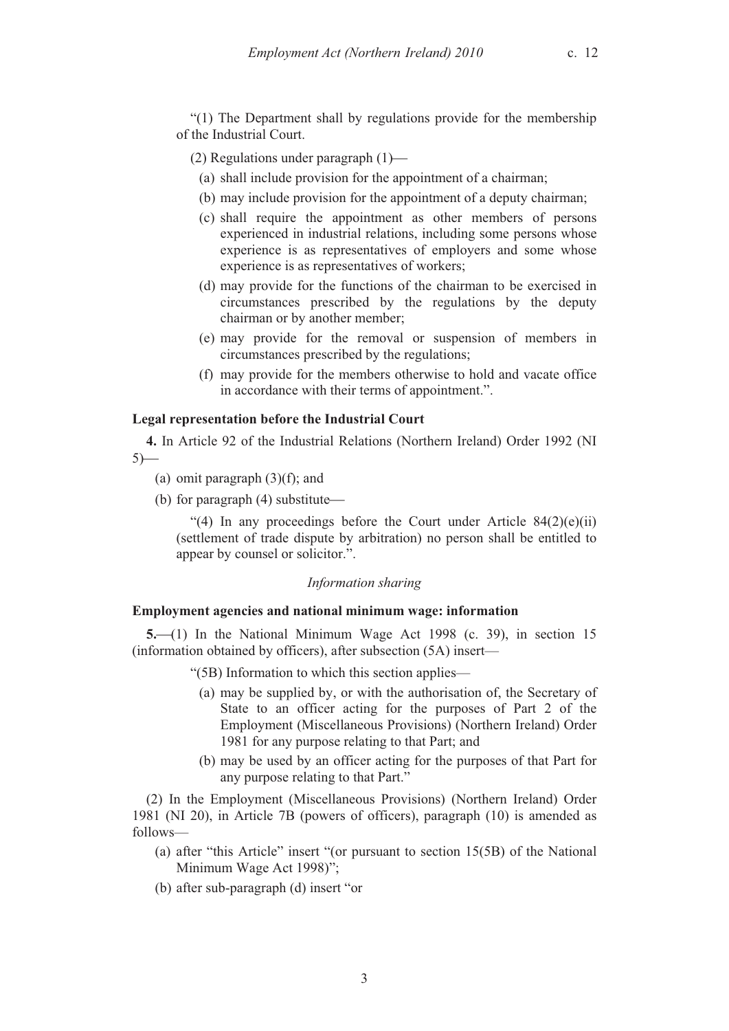"(1) The Department shall by regulations provide for the membership of the Industrial Court.

(2) Regulations under paragraph (1)—

(a) shall include provision for the appointment of a chairman;

(b) may include provision for the appointment of a deputy chairman;

(c) shall require the appointment as other members of persons experienced in industrial relations, including some persons whose experience is as representatives of employers and some whose experience is as representatives of workers;

(d) may provide for the functions of the chairman to be exercised in circumstances prescribed by the regulations by the deputy chairman or by another member;

(e) may provide for the removal or suspension of members in circumstances prescribed by the regulations;

(f) may provide for the members otherwise to hold and vacate office in accordance with their terms of appointment.".

**Legal representation before the Industrial Court**

**4.** In Article 92 of the Industrial Relations (Northern Ireland) Order 1992 (NI 5)—

(a) omit paragraph (3)(f); and

(b) for paragraph (4) substitute—

"(4) In any proceedings before the Court under Article 84(2)(e)(ii) (settlement of trade dispute by arbitration) no person shall be entitled to appear by counsel or solicitor.".

*Information sharing*

**Employment agencies and national minimum wage: information**

**5.**—(1) In the National Minimum Wage Act 1998 (c. 39), in section 15 (information obtained by officers), after subsection (5A) insert—

"(5B) Information to which this section applies—

(a) may be supplied by, or with the authorisation of, the Secretary of State to an officer acting for the purposes of Part 2 of the Employment (Miscellaneous Provisions) (Northern Ireland) Order 1981 for any purpose relating to that Part; and

(b) may be used by an officer acting for the purposes of that Part for any purpose relating to that Part."

(2) In the Employment (Miscellaneous Provisions) (Northern Ireland) Order 1981 (NI 20), in Article 7B (powers of officers), paragraph (10) is amended as follows—

(a) after "this Article" insert "(or pursuant to section 15(5B) of the National Minimum Wage Act 1998)";

(b) after sub-paragraph (d) insert "or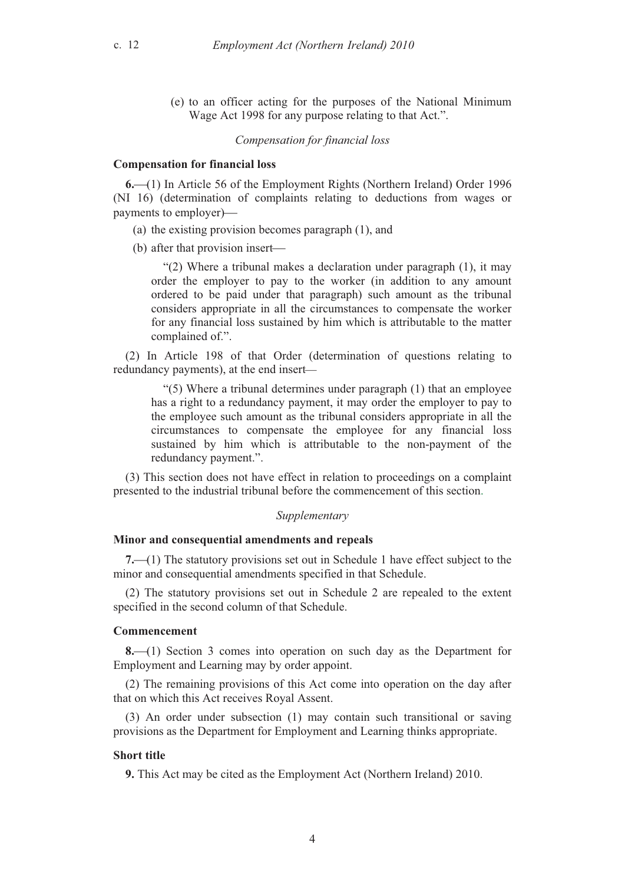(e) to an officer acting for the purposes of the National Minimum Wage Act 1998 for any purpose relating to that Act.".

*Compensation for financial loss*

**Compensation for financial loss**

**6.**—(1) In Article 56 of the Employment Rights (Northern Ireland) Order 1996 (NI 16) (determination of complaints relating to deductions from wages or payments to employer)—

(a) the existing provision becomes paragraph (1), and

(b) after that provision insert—

"(2) Where a tribunal makes a declaration under paragraph (1), it may order the employer to pay to the worker (in addition to any amount ordered to be paid under that paragraph) such amount as the tribunal considers appropriate in all the circumstances to compensate the worker for any financial loss sustained by him which is attributable to the matter complained of.".

(2) In Article 198 of that Order (determination of questions relating to redundancy payments), at the end insert—

"(5) Where a tribunal determines under paragraph (1) that an employee has a right to a redundancy payment, it may order the employer to pay to the employee such amount as the tribunal considers appropriate in all the circumstances to compensate the employee for any financial loss sustained by him which is attributable to the non-payment of the redundancy payment.".

(3) This section does not have effect in relation to proceedings on a complaint presented to the industrial tribunal before the commencement of this section.

*Supplementary*

**Minor and consequential amendments and repeals**

**7.**—(1) The statutory provisions set out in Schedule 1 have effect subject to the minor and consequential amendments specified in that Schedule.

(2) The statutory provisions set out in Schedule 2 are repealed to the extent specified in the second column of that Schedule.

**Commencement**

**8.**—(1) Section 3 comes into operation on such day as the Department for Employment and Learning may by order appoint.

(2) The remaining provisions of this Act come into operation on the day after that on which this Act receives Royal Assent.

(3) An order under subsection (1) may contain such transitional or saving provisions as the Department for Employment and Learning thinks appropriate.

**Short title**

**9.** This Act may be cited as the Employment Act (Northern Ireland) 2010.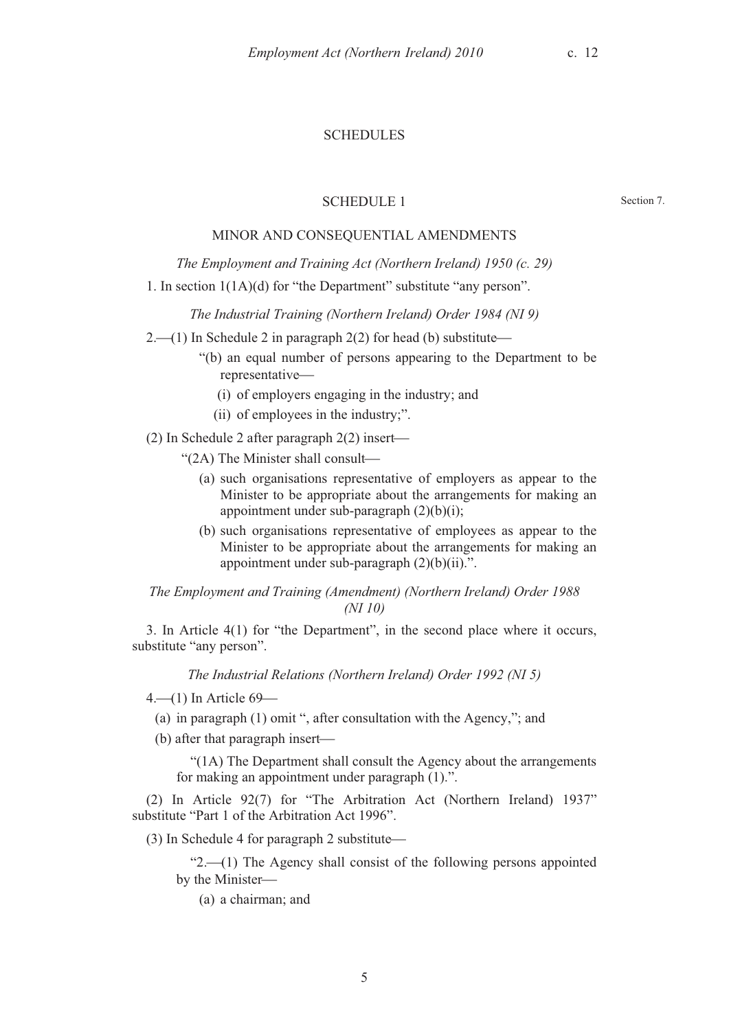# SCHEDULES

## SCHEDULE 1

Section 7.

### MINOR AND CONSEQUENTIAL AMENDMENTS

*The Employment and Training Act (Northern Ireland) 1950 (c. 29)*

1. In section 1(1A)(d) for "the Department" substitute "any person".

*The Industrial Training (Northern Ireland) Order 1984 (NI 9)*

2.—(1) In Schedule 2 in paragraph 2(2) for head (b) substitute—

"(b) an equal number of persons appearing to the Department to be representative—

(i) of employers engaging in the industry; and

(ii) of employees in the industry;".

(2) In Schedule 2 after paragraph 2(2) insert—

"(2A) The Minister shall consult—

(a) such organisations representative of employers as appear to the Minister to be appropriate about the arrangements for making an appointment under sub-paragraph (2)(b)(i);

(b) such organisations representative of employees as appear to the Minister to be appropriate about the arrangements for making an appointment under sub-paragraph (2)(b)(ii).".

*The Employment and Training (Amendment) (Northern Ireland) Order 1988 (NI 10)*

3. In Article 4(1) for "the Department", in the second place where it occurs, substitute "any person".

*The Industrial Relations (Northern Ireland) Order 1992 (NI 5)*

4.—(1) In Article 69—

(a) in paragraph (1) omit ", after consultation with the Agency,"; and

(b) after that paragraph insert—

"(1A) The Department shall consult the Agency about the arrangements for making an appointment under paragraph (1).".

(2) In Article 92(7) for "The Arbitration Act (Northern Ireland) 1937" substitute "Part 1 of the Arbitration Act 1996".

(3) In Schedule 4 for paragraph 2 substitute—

"2.—(1) The Agency shall consist of the following persons appointed by the Minister—

(a) a chairman; and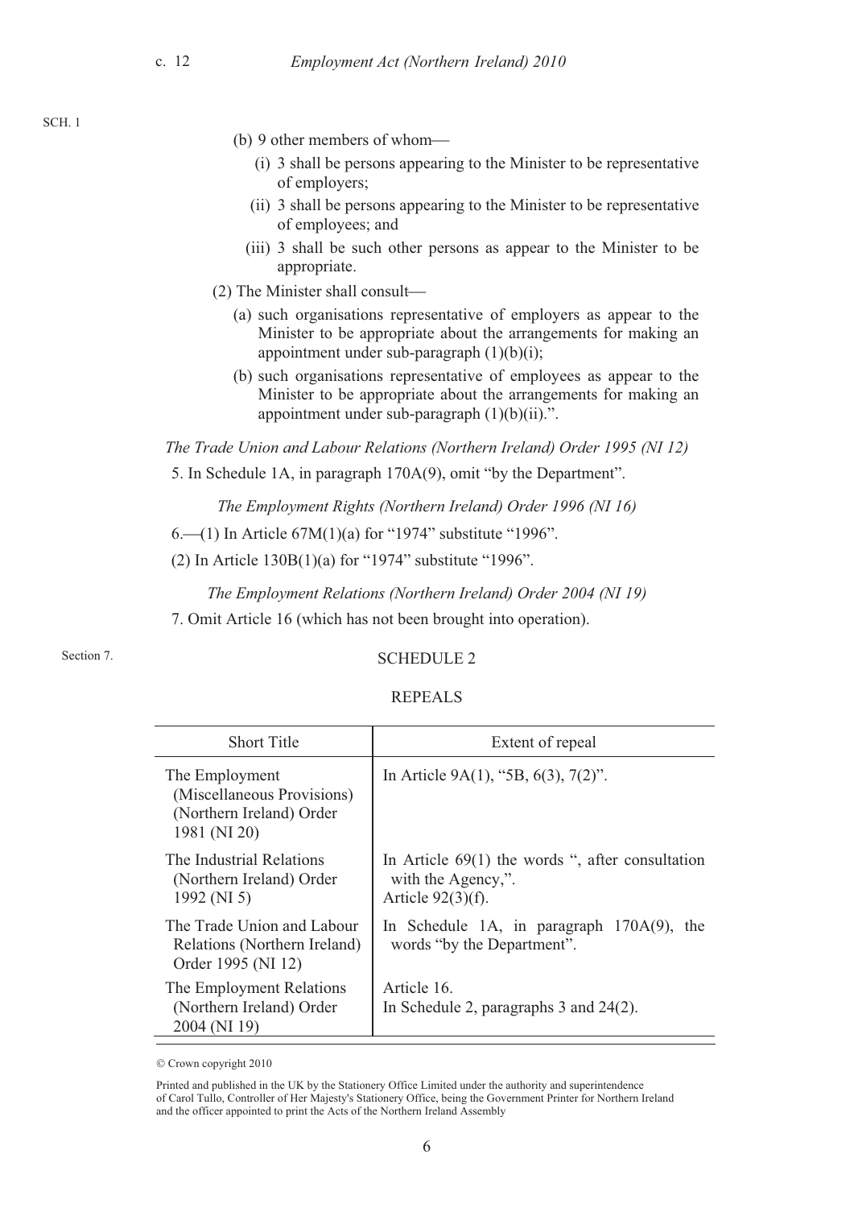(b) 9 other members of whom—

(i) 3 shall be persons appearing to the Minister to be representative of employers;

(ii) 3 shall be persons appearing to the Minister to be representative of employees; and

(iii) 3 shall be such other persons as appear to the Minister to be appropriate.

(2) The Minister shall consult—

(a) such organisations representative of employers as appear to the Minister to be appropriate about the arrangements for making an appointment under sub-paragraph (1)(b)(i);

(b) such organisations representative of employees as appear to the Minister to be appropriate about the arrangements for making an appointment under sub-paragraph (1)(b)(ii).".

*The Trade Union and Labour Relations (Northern Ireland) Order 1995 (NI 12)*

5. In Schedule 1A, in paragraph 170A(9), omit "by the Department".

*The Employment Rights (Northern Ireland) Order 1996 (NI 16)*

6.—(1) In Article 67M(1)(a) for "1974" substitute "1996".

(2) In Article 130B(1)(a) for "1974" substitute "1996".

*The Employment Relations (Northern Ireland) Order 2004 (NI 19)*

7. Omit Article 16 (which has not been brought into operation).

Section 7.

## SCHEDULE 2

## REPEALS

| Short Title | Extent of repeal |
| --- | --- |
| The Employment (Miscellaneous Provisions) (Northern Ireland) Order 1981 (NI 20) | In Article 9A(1), "5B, 6(3), 7(2)". |
| The Industrial Relations (Northern Ireland) Order 1992 (NI 5) | In Article 69(1) the words ", after consultation with the Agency,". Article 92(3)(f). |
| The Trade Union and Labour Relations (Northern Ireland) Order 1995 (NI 12) | In Schedule 1A, in paragraph 170A(9), the words "by the Department". |
| The Employment Relations (Northern Ireland) Order 2004 (NI 19) | Article 16. In Schedule 2, paragraphs 3 and 24(2). |

© Crown copyright 2010

Printed and published in the UK by the Stationery Office Limited under the authority and superintendence of Carol Tullo, Controller of Her Majesty's Stationery Office, being the Government Printer for Northern Ireland and the officer appointed to print the Acts of the Northern Ireland Assembly